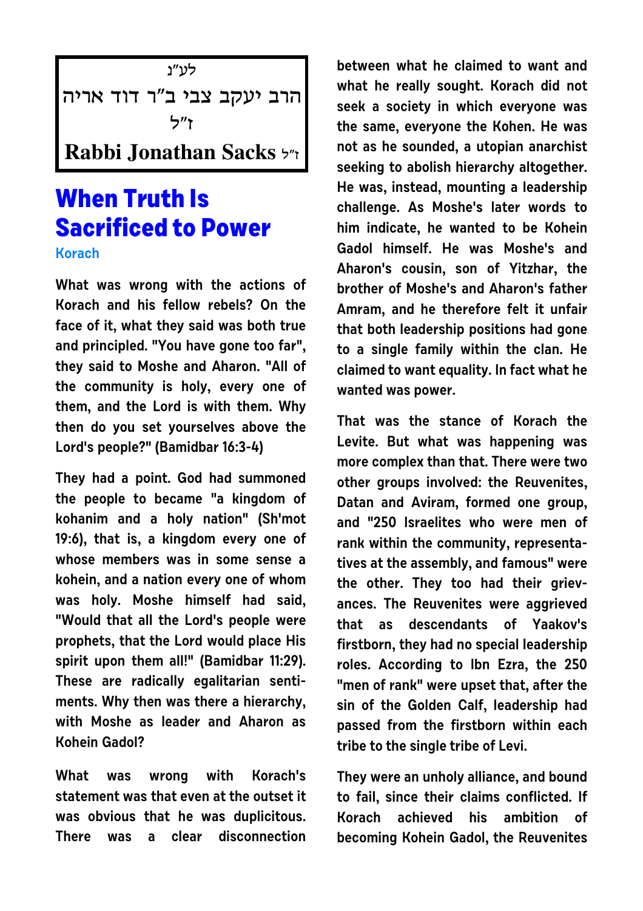לע"נ

הרב יעקב צבי ב"ר דוד אריה ז"ל

**Rabbi Jonathan Sacks ז"ל**

# When Truth Is Sacrificed to Power

**Korach**

What was wrong with the actions of Korach and his fellow rebels? On the face of it, what they said was both true and principled. "You have gone too far", they said to Moshe and Aharon. "All of the community is holy, every one of them, and the Lord is with them. Why then do you set yourselves above the Lord's people?" (Bamidbar 16:3-4)

They had a point. God had summoned the people to became "a kingdom of kohanim and a holy nation" (Sh'mot 19:6), that is, a kingdom every one of whose members was in some sense a kohein, and a nation every one of whom was holy. Moshe himself had said, "Would that all the Lord's people were prophets, that the Lord would place His spirit upon them all!" (Bamidbar 11:29). These are radically egalitarian sentiments. Why then was there a hierarchy, with Moshe as leader and Aharon as Kohein Gadol?

What was wrong with Korach's statement was that even at the outset it was obvious that he was duplicitous. There was a clear disconnection between what he claimed to want and what he really sought. Korach did not seek a society in which everyone was the same, everyone the Kohen. He was not as he sounded, a utopian anarchist seeking to abolish hierarchy altogether. He was, instead, mounting a leadership challenge. As Moshe's later words to him indicate, he wanted to be Kohein Gadol himself. He was Moshe's and Aharon's cousin, son of Yitzhar, the brother of Moshe's and Aharon's father Amram, and he therefore felt it unfair that both leadership positions had gone to a single family within the clan. He claimed to want equality. In fact what he wanted was power.

That was the stance of Korach the Levite. But what was happening was more complex than that. There were two other groups involved: the Reuvenites, Datan and Aviram, formed one group, and "250 Israelites who were men of rank within the community, representatives at the assembly, and famous" were the other. They too had their grievances. The Reuvenites were aggrieved that as descendants of Yaakov's firstborn, they had no special leadership roles. According to Ibn Ezra, the 250 "men of rank" were upset that, after the sin of the Golden Calf, leadership had passed from the firstborn within each tribe to the single tribe of Levi.

They were an unholy alliance, and bound to fail, since their claims conflicted. If Korach achieved his ambition of becoming Kohein Gadol, the Reuvenites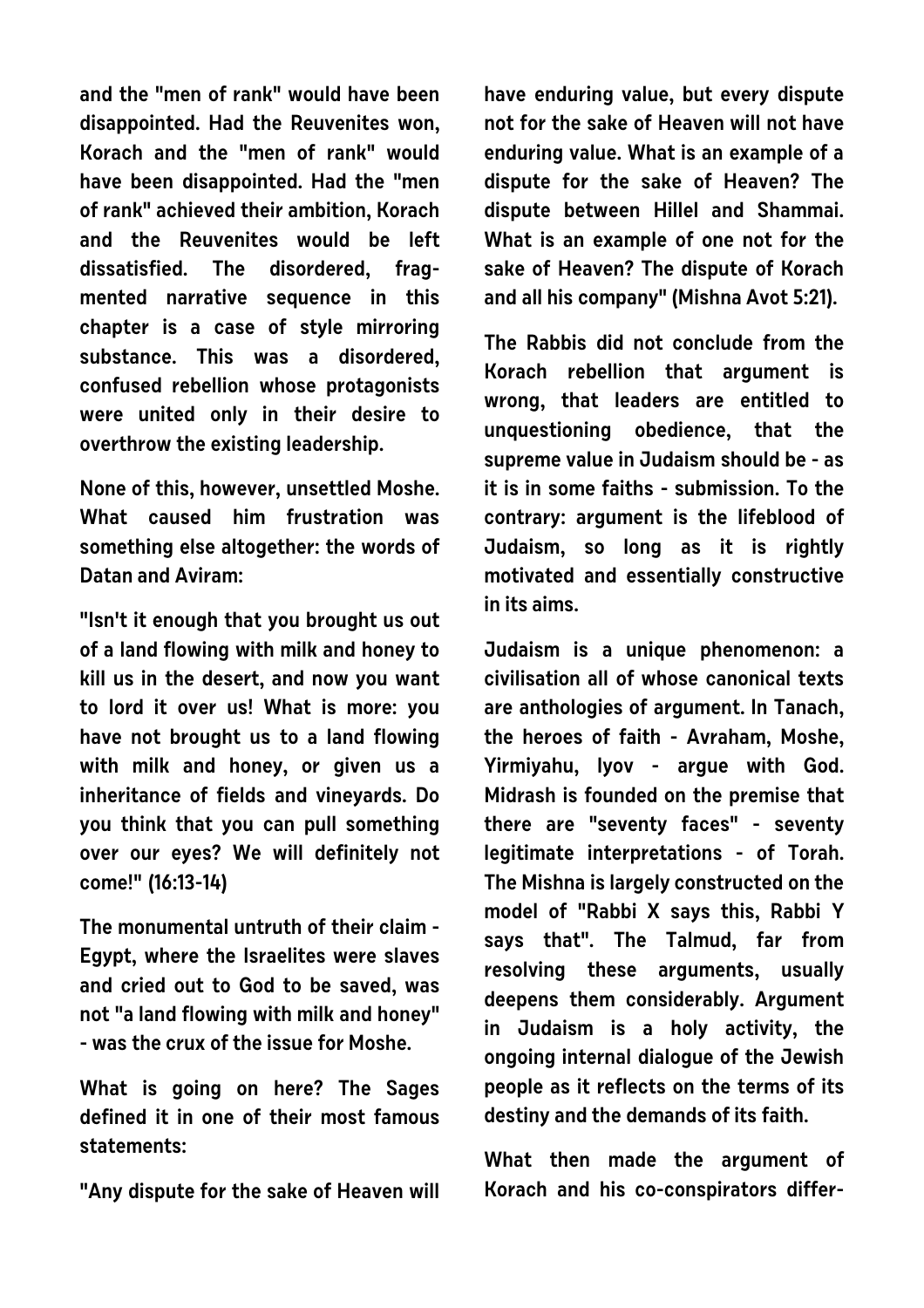and the "men of rank" would have been disappointed. Had the Reuvenites won, Korach and the "men of rank" would have been disappointed. Had the "men of rank" achieved their ambition, Korach and the Reuvenites would be left dissatisfied. The disordered, fragmented narrative sequence in this chapter is a case of style mirroring substance. This was a disordered, confused rebellion whose protagonists were united only in their desire to overthrow the existing leadership.

None of this, however, unsettled Moshe. What caused him frustration was something else altogether: the words of Datan and Aviram:

"Isn't it enough that you brought us out of a land flowing with milk and honey to kill us in the desert, and now you want to lord it over us! What is more: you have not brought us to a land flowing with milk and honey, or given us a inheritance of fields and vineyards. Do you think that you can pull something over our eyes? We will definitely not come!" (16:13-14)

The monumental untruth of their claim - Egypt, where the Israelites were slaves and cried out to God to be saved, was not "a land flowing with milk and honey" - was the crux of the issue for Moshe.

What is going on here? The Sages defined it in one of their most famous statements:

"Any dispute for the sake of Heaven will have enduring value, but every dispute not for the sake of Heaven will not have enduring value. What is an example of a dispute for the sake of Heaven? The dispute between Hillel and Shammai. What is an example of one not for the sake of Heaven? The dispute of Korach and all his company" (Mishna Avot 5:21).

The Rabbis did not conclude from the Korach rebellion that argument is wrong, that leaders are entitled to unquestioning obedience, that the supreme value in Judaism should be - as it is in some faiths - submission. To the contrary: argument is the lifeblood of Judaism, so long as it is rightly motivated and essentially constructive in its aims.

Judaism is a unique phenomenon: a civilisation all of whose canonical texts are anthologies of argument. In Tanach, the heroes of faith - Avraham, Moshe, Yirmiyahu, Iyov - argue with God. Midrash is founded on the premise that there are "seventy faces" - seventy legitimate interpretations - of Torah. The Mishna is largely constructed on the model of "Rabbi X says this, Rabbi Y says that". The Talmud, far from resolving these arguments, usually deepens them considerably. Argument in Judaism is a holy activity, the ongoing internal dialogue of the Jewish people as it reflects on the terms of its destiny and the demands of its faith.

What then made the argument of Korach and his co-conspirators differ-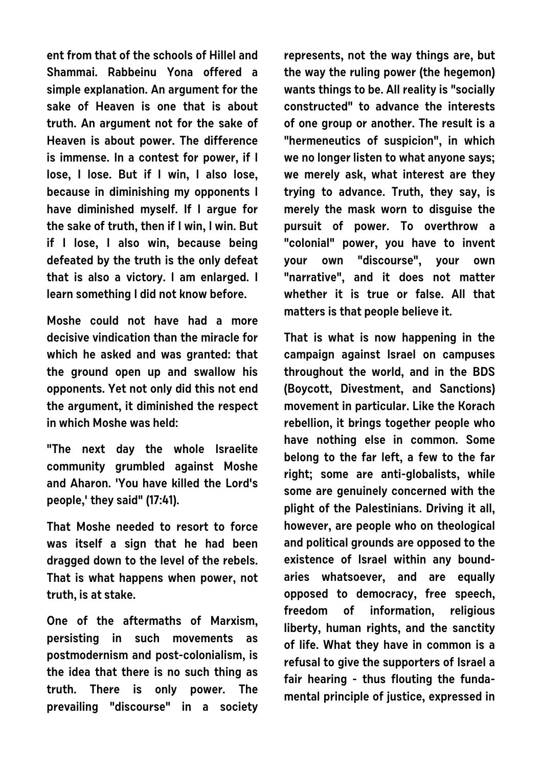ent from that of the schools of Hillel and Shammai. Rabbeinu Yona offered a simple explanation. An argument for the sake of Heaven is one that is about truth. An argument not for the sake of Heaven is about power. The difference is immense. In a contest for power, if I lose, I lose. But if I win, I also lose, because in diminishing my opponents I have diminished myself. If I argue for the sake of truth, then if I win, I win. But if I lose, I also win, because being defeated by the truth is the only defeat that is also a victory. I am enlarged. I learn something I did not know before.

Moshe could not have had a more decisive vindication than the miracle for which he asked and was granted: that the ground open up and swallow his opponents. Yet not only did this not end the argument, it diminished the respect in which Moshe was held:

"The next day the whole Israelite community grumbled against Moshe and Aharon. 'You have killed the Lord's people,' they said" (17:41).

That Moshe needed to resort to force was itself a sign that he had been dragged down to the level of the rebels. That is what happens when power, not truth, is at stake.

One of the aftermaths of Marxism, persisting in such movements as postmodernism and post-colonialism, is the idea that there is no such thing as truth. There is only power. The prevailing "discourse" in a society represents, not the way things are, but the way the ruling power (the hegemon) wants things to be. All reality is "socially constructed" to advance the interests of one group or another. The result is a "hermeneutics of suspicion", in which we no longer listen to what anyone says; we merely ask, what interest are they trying to advance. Truth, they say, is merely the mask worn to disguise the pursuit of power. To overthrow a "colonial" power, you have to invent your own "discourse", your own "narrative", and it does not matter whether it is true or false. All that matters is that people believe it.

That is what is now happening in the campaign against Israel on campuses throughout the world, and in the BDS (Boycott, Divestment, and Sanctions) movement in particular. Like the Korach rebellion, it brings together people who have nothing else in common. Some belong to the far left, a few to the far right; some are anti-globalists, while some are genuinely concerned with the plight of the Palestinians. Driving it all, however, are people who on theological and political grounds are opposed to the existence of Israel within any boundaries whatsoever, and are equally opposed to democracy, free speech, freedom of information, religious liberty, human rights, and the sanctity of life. What they have in common is a refusal to give the supporters of Israel a fair hearing - thus flouting the fundamental principle of justice, expressed in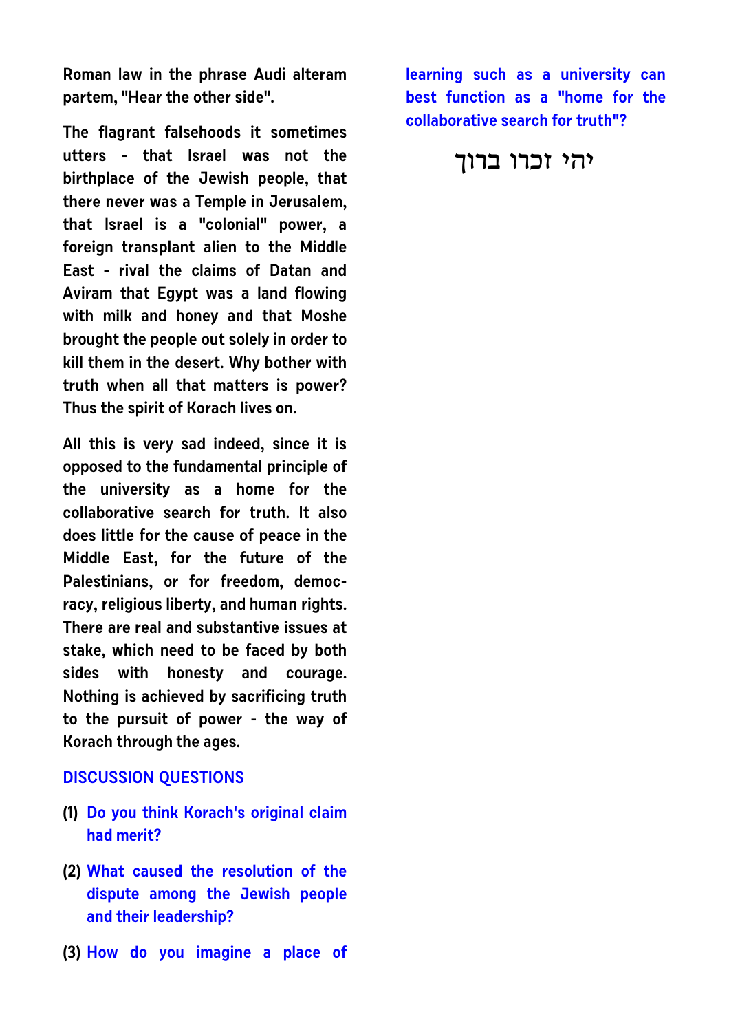**Roman law in the phrase Audi alteram partem, "Hear the other side".**

**The flagrant falsehoods it sometimes utters - that Israel was not the birthplace of the Jewish people, that there never was a Temple in Jerusalem, that Israel is a "colonial" power, a foreign transplant alien to the Middle East - rival the claims of Datan and Aviram that Egypt was a land flowing with milk and honey and that Moshe brought the people out solely in order to kill them in the desert. Why bother with truth when all that matters is power? Thus the spirit of Korach lives on.**

**All this is very sad indeed, since it is opposed to the fundamental principle of the university as a home for the collaborative search for truth. It also does little for the cause of peace in the Middle East, for the future of the Palestinians, or for freedom, democracy, religious liberty, and human rights. There are real and substantive issues at stake, which need to be faced by both sides with honesty and courage. Nothing is achieved by sacrificing truth to the pursuit of power - the way of Korach through the ages.**

## DISCUSSION QUESTIONS

**(1)** **Do you think Korach's original claim had merit?**

**(2)** **What caused the resolution of the dispute among the Jewish people and their leadership?**

**(3)** **How do you imagine a place of learning such as a university can best function as a "home for the collaborative search for truth"?**

יהי זכרו ברוך